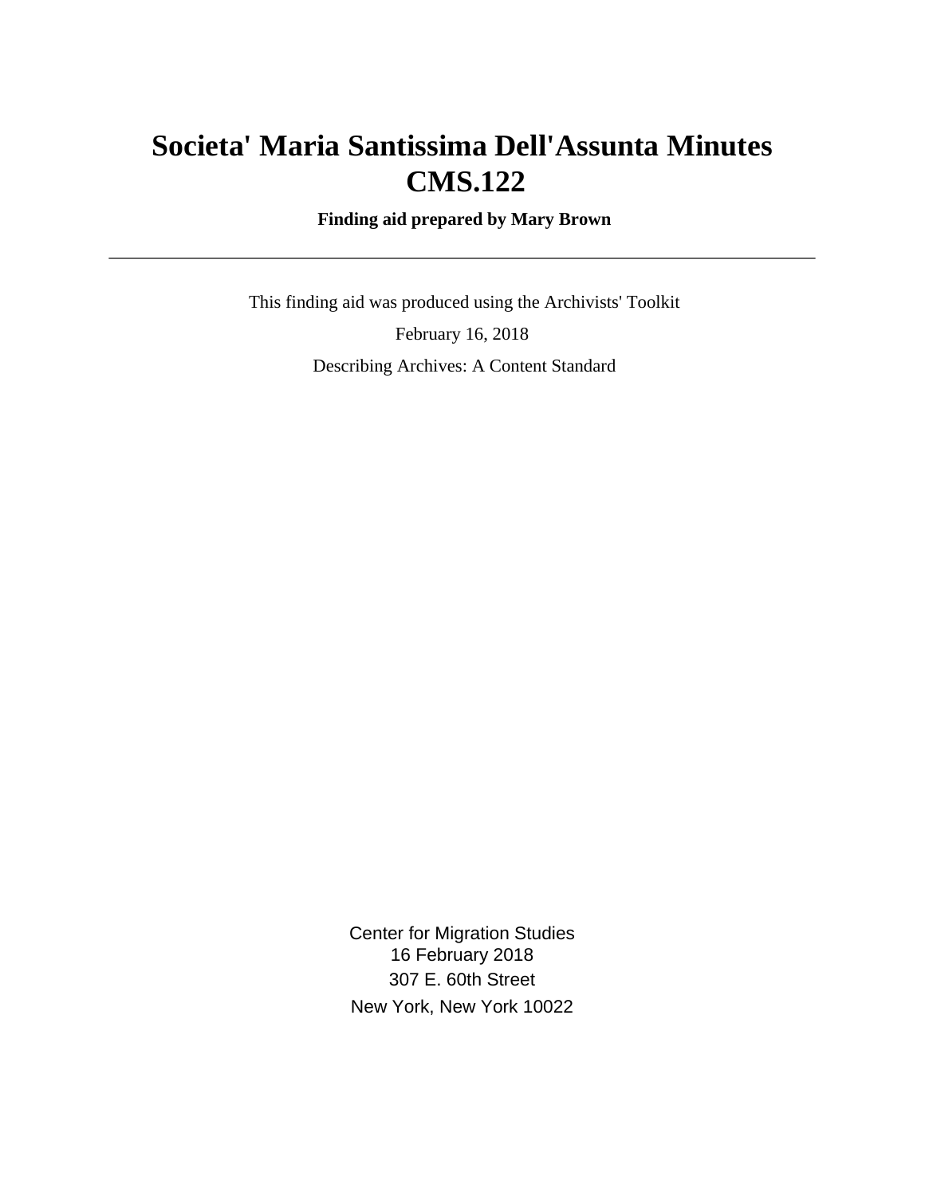# Societa' Maria Santissima Dell'Assunta Minutes CMS.122

**Finding aid prepared by Mary Brown**

---

This finding aid was produced using the Archivists' Toolkit

February 16, 2018

Describing Archives: A Content Standard

Center for Migration Studies
16 February 2018
307 E. 60th Street
New York, New York 10022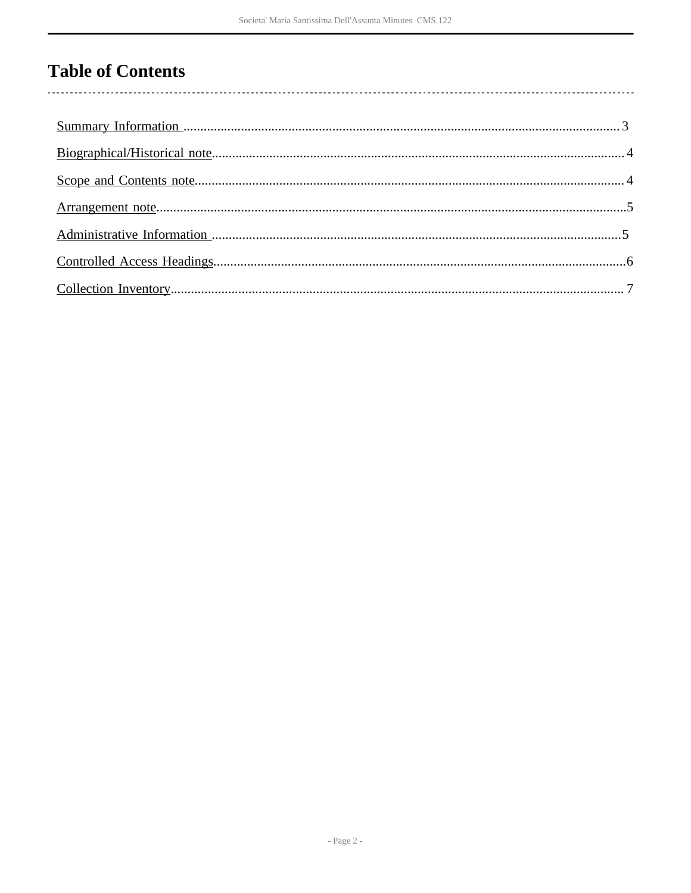# Table of Contents

- Summary Information ... 3
- Biographical/Historical note ... 4
- Scope and Contents note ... 4
- Arrangement note ... 5
- Administrative Information ... 5
- Controlled Access Headings ... 6
- Collection Inventory ... 7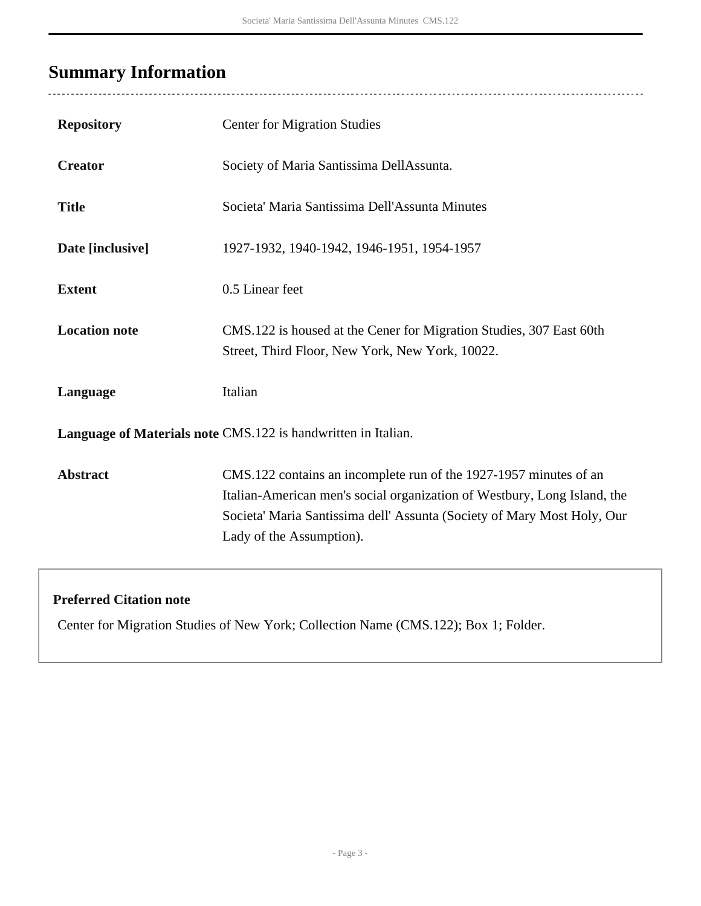## Summary Information

| | |
|---|---|
| **Repository** | Center for Migration Studies |
| **Creator** | Society of Maria Santissima DellAssunta. |
| **Title** | Societa' Maria Santissima Dell'Assunta Minutes |
| **Date [inclusive]** | 1927-1932, 1940-1942, 1946-1951, 1954-1957 |
| **Extent** | 0.5 Linear feet |
| **Location note** | CMS.122 is housed at the Cener for Migration Studies, 307 East 60th Street, Third Floor, New York, New York, 10022. |
| **Language** | Italian |
| **Language of Materials note** | CMS.122 is handwritten in Italian. |
| **Abstract** | CMS.122 contains an incomplete run of the 1927-1957 minutes of an Italian-American men's social organization of Westbury, Long Island, the Societa' Maria Santissima dell' Assunta (Society of Mary Most Holy, Our Lady of the Assumption). |

**Preferred Citation note**

Center for Migration Studies of New York; Collection Name (CMS.122); Box 1; Folder.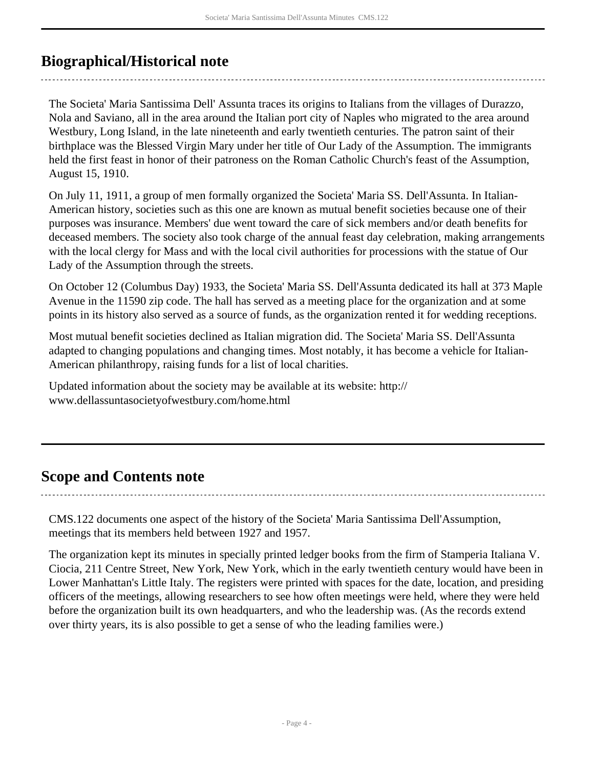## Biographical/Historical note

The Societa' Maria Santissima Dell' Assunta traces its origins to Italians from the villages of Durazzo, Nola and Saviano, all in the area around the Italian port city of Naples who migrated to the area around Westbury, Long Island, in the late nineteenth and early twentieth centuries. The patron saint of their birthplace was the Blessed Virgin Mary under her title of Our Lady of the Assumption. The immigrants held the first feast in honor of their patroness on the Roman Catholic Church's feast of the Assumption, August 15, 1910.

On July 11, 1911, a group of men formally organized the Societa' Maria SS. Dell'Assunta. In Italian-American history, societies such as this one are known as mutual benefit societies because one of their purposes was insurance. Members' due went toward the care of sick members and/or death benefits for deceased members. The society also took charge of the annual feast day celebration, making arrangements with the local clergy for Mass and with the local civil authorities for processions with the statue of Our Lady of the Assumption through the streets.

On October 12 (Columbus Day) 1933, the Societa' Maria SS. Dell'Assunta dedicated its hall at 373 Maple Avenue in the 11590 zip code. The hall has served as a meeting place for the organization and at some points in its history also served as a source of funds, as the organization rented it for wedding receptions.

Most mutual benefit societies declined as Italian migration did. The Societa' Maria SS. Dell'Assunta adapted to changing populations and changing times. Most notably, it has become a vehicle for Italian-American philanthropy, raising funds for a list of local charities.

Updated information about the society may be available at its website: http://www.dellassuntasocietyofwestbury.com/home.html

## Scope and Contents note

CMS.122 documents one aspect of the history of the Societa' Maria Santissima Dell'Assumption, meetings that its members held between 1927 and 1957.

The organization kept its minutes in specially printed ledger books from the firm of Stamperia Italiana V. Ciocia, 211 Centre Street, New York, New York, which in the early twentieth century would have been in Lower Manhattan's Little Italy. The registers were printed with spaces for the date, location, and presiding officers of the meetings, allowing researchers to see how often meetings were held, where they were held before the organization built its own headquarters, and who the leadership was. (As the records extend over thirty years, its is also possible to get a sense of who the leading families were.)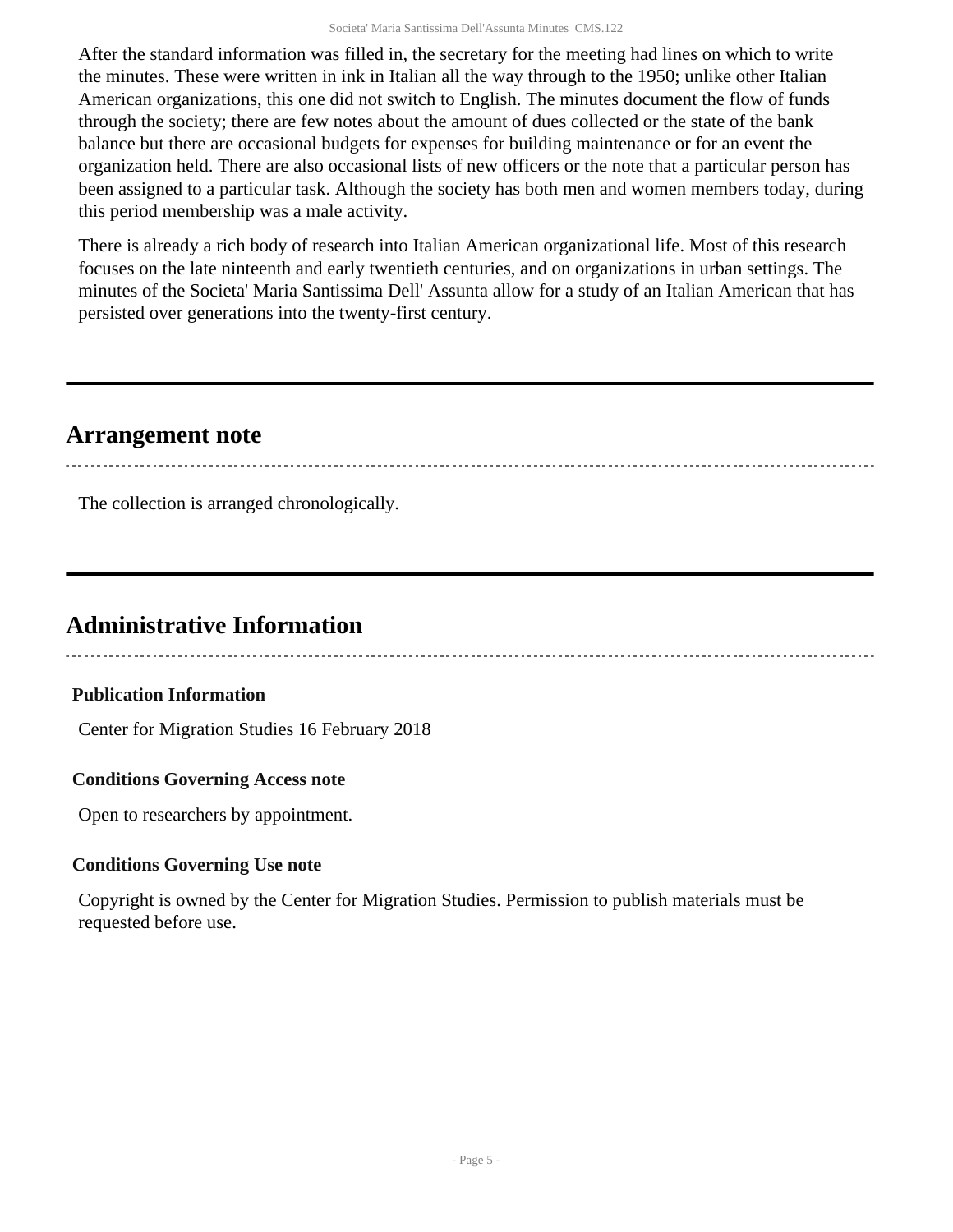After the standard information was filled in, the secretary for the meeting had lines on which to write the minutes. These were written in ink in Italian all the way through to the 1950; unlike other Italian American organizations, this one did not switch to English. The minutes document the flow of funds through the society; there are few notes about the amount of dues collected or the state of the bank balance but there are occasional budgets for expenses for building maintenance or for an event the organization held. There are also occasional lists of new officers or the note that a particular person has been assigned to a particular task. Although the society has both men and women members today, during this period membership was a male activity.

There is already a rich body of research into Italian American organizational life. Most of this research focuses on the late ninteenth and early twentieth centuries, and on organizations in urban settings. The minutes of the Societa' Maria Santissima Dell' Assunta allow for a study of an Italian American that has persisted over generations into the twenty-first century.

## Arrangement note

The collection is arranged chronologically.

## Administrative Information

### Publication Information

Center for Migration Studies 16 February 2018

### Conditions Governing Access note

Open to researchers by appointment.

### Conditions Governing Use note

Copyright is owned by the Center for Migration Studies. Permission to publish materials must be requested before use.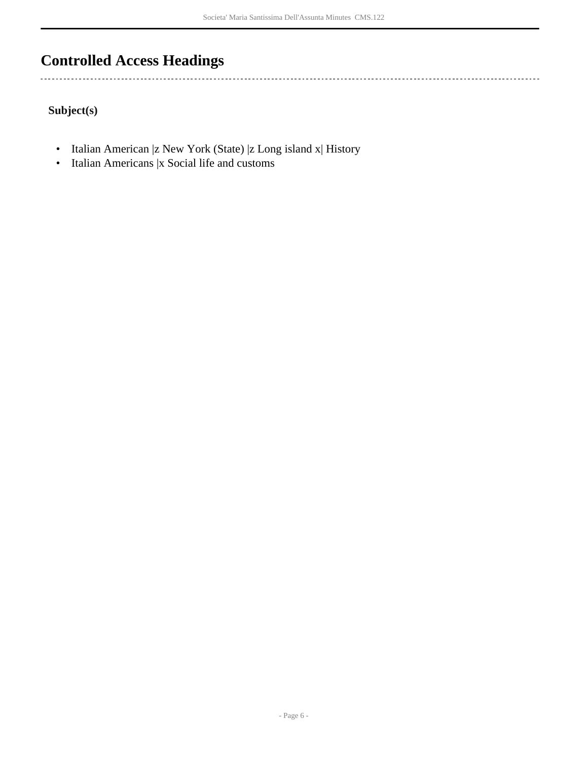## Controlled Access Headings

### Subject(s)

- Italian American |z New York (State) |z Long island x| History
- Italian Americans |x Social life and customs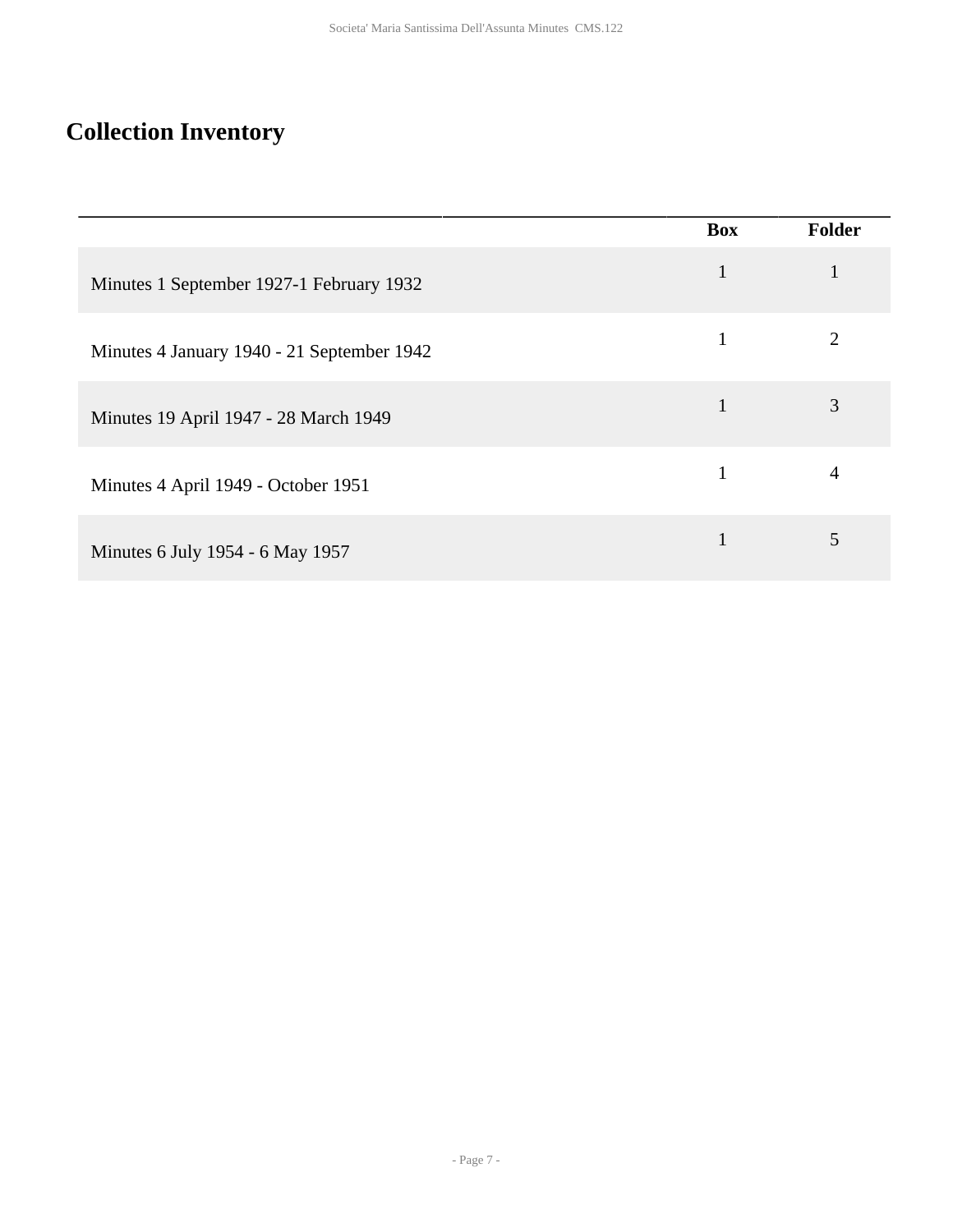## Collection Inventory

| | Box | Folder |
|---|---|---|
| Minutes 1 September 1927-1 February 1932 | 1 | 1 |
| Minutes 4 January 1940 - 21 September 1942 | 1 | 2 |
| Minutes 19 April 1947 - 28 March 1949 | 1 | 3 |
| Minutes 4 April 1949 - October 1951 | 1 | 4 |
| Minutes 6 July 1954 - 6 May 1957 | 1 | 5 |